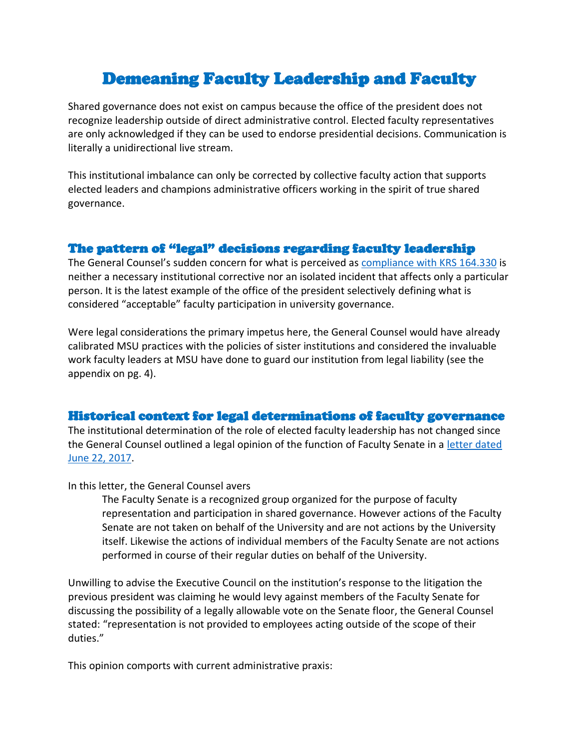# Demeaning Faculty Leadership and Faculty

Shared governance does not exist on campus because the office of the president does not recognize leadership outside of direct administrative control. Elected faculty representatives are only acknowledged if they can be used to endorse presidential decisions. Communication is literally a unidirectional live stream.

This institutional imbalance can only be corrected by collective faculty action that supports elected leaders and champions administrative officers working in the spirit of true shared governance.

## The pattern of "legal" decisions regarding faculty leadership

The General Counsel's sudden concern for what is perceived as compliance with KRS 164.330 is neither a necessary institutional corrective nor an isolated incident that affects only a particular person. It is the latest example of the office of the president selectively defining what is considered "acceptable" faculty participation in university governance.

Were legal considerations the primary impetus here, the General Counsel would have already calibrated MSU practices with the policies of sister institutions and considered the invaluable work faculty leaders at MSU have done to guard our institution from legal liability (see the appendix on pg. 4).

## Historical context for legal determinations of faculty governance

The institutional determination of the role of elected faculty leadership has not changed since the General Counsel outlined a legal opinion of the function of Faculty Senate in a letter dated June 22, 2017.

In this letter, the General Counsel avers

> The Faculty Senate is a recognized group organized for the purpose of faculty representation and participation in shared governance. However actions of the Faculty Senate are not taken on behalf of the University and are not actions by the University itself. Likewise the actions of individual members of the Faculty Senate are not actions performed in course of their regular duties on behalf of the University.

Unwilling to advise the Executive Council on the institution's response to the litigation the previous president was claiming he would levy against members of the Faculty Senate for discussing the possibility of a legally allowable vote on the Senate floor, the General Counsel stated: "representation is not provided to employees acting outside of the scope of their duties."

This opinion comports with current administrative praxis: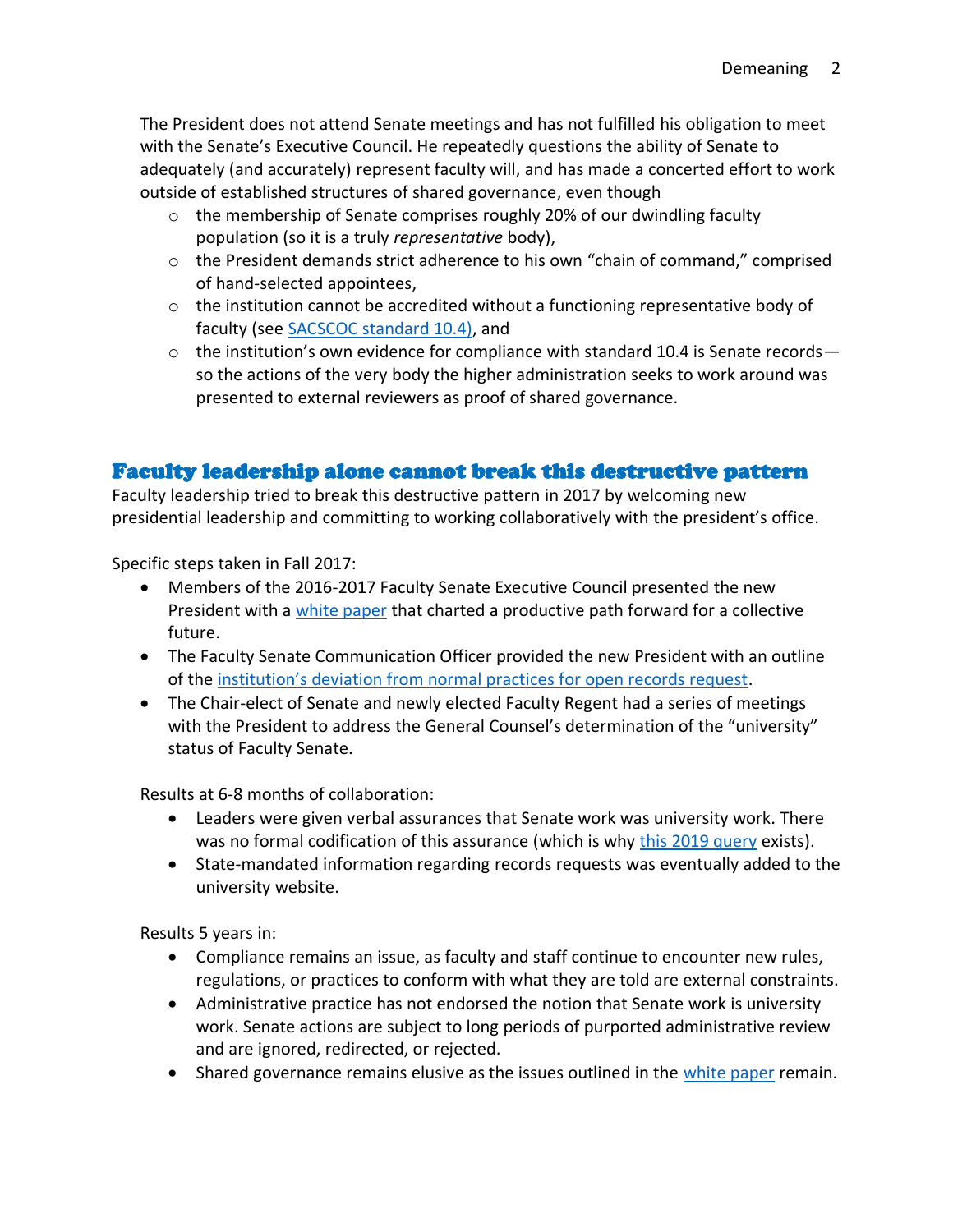The President does not attend Senate meetings and has not fulfilled his obligation to meet with the Senate's Executive Council. He repeatedly questions the ability of Senate to adequately (and accurately) represent faculty will, and has made a concerted effort to work outside of established structures of shared governance, even though

- the membership of Senate comprises roughly 20% of our dwindling faculty population (so it is a truly *representative* body),
- the President demands strict adherence to his own "chain of command," comprised of hand-selected appointees,
- the institution cannot be accredited without a functioning representative body of faculty (see SACSCOC standard 10.4), and
- the institution's own evidence for compliance with standard 10.4 is Senate records—so the actions of the very body the higher administration seeks to work around was presented to external reviewers as proof of shared governance.

## Faculty leadership alone cannot break this destructive pattern

Faculty leadership tried to break this destructive pattern in 2017 by welcoming new presidential leadership and committing to working collaboratively with the president's office.

Specific steps taken in Fall 2017:

- Members of the 2016-2017 Faculty Senate Executive Council presented the new President with a white paper that charted a productive path forward for a collective future.
- The Faculty Senate Communication Officer provided the new President with an outline of the institution's deviation from normal practices for open records request.
- The Chair-elect of Senate and newly elected Faculty Regent had a series of meetings with the President to address the General Counsel's determination of the "university" status of Faculty Senate.

Results at 6-8 months of collaboration:

- Leaders were given verbal assurances that Senate work was university work. There was no formal codification of this assurance (which is why this 2019 query exists).
- State-mandated information regarding records requests was eventually added to the university website.

Results 5 years in:

- Compliance remains an issue, as faculty and staff continue to encounter new rules, regulations, or practices to conform with what they are told are external constraints.
- Administrative practice has not endorsed the notion that Senate work is university work. Senate actions are subject to long periods of purported administrative review and are ignored, redirected, or rejected.
- Shared governance remains elusive as the issues outlined in the white paper remain.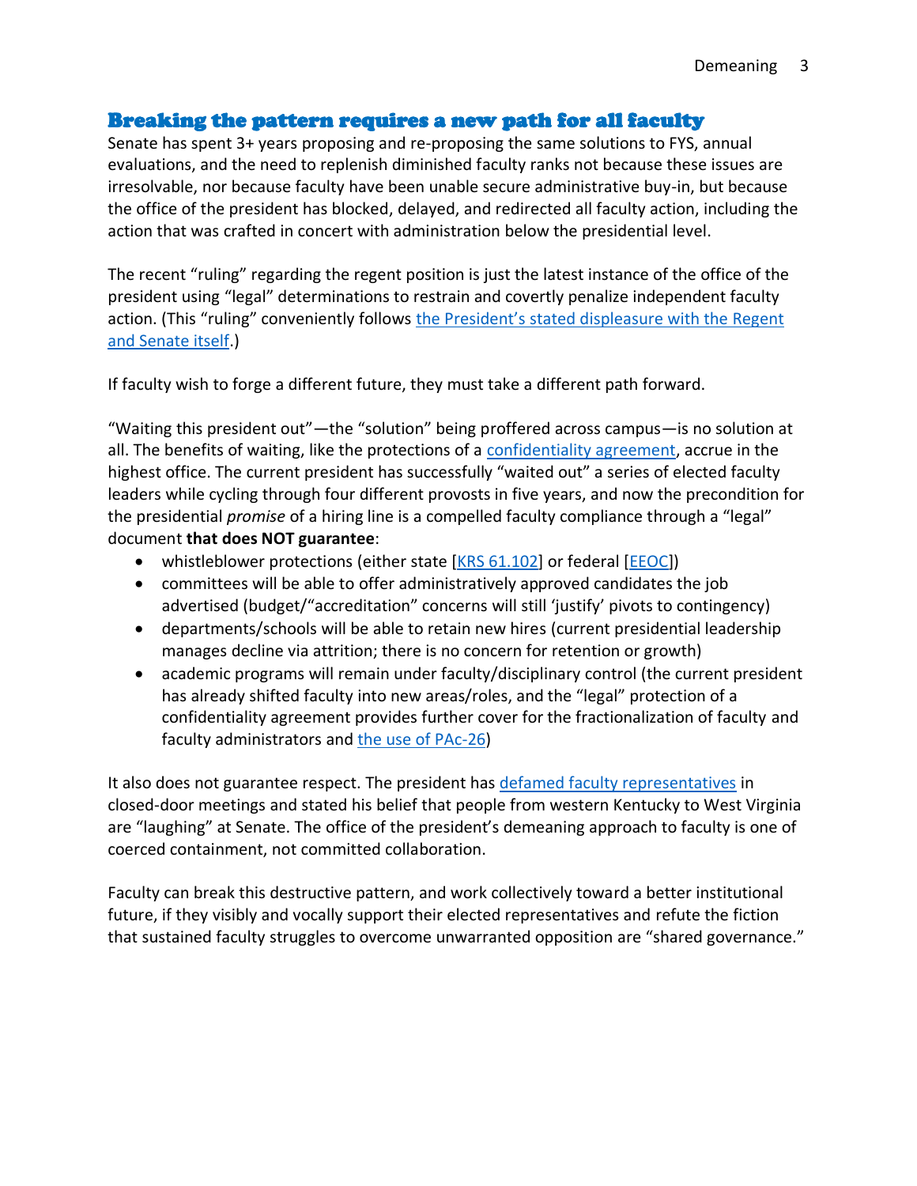## Breaking the pattern requires a new path for all faculty

Senate has spent 3+ years proposing and re-proposing the same solutions to FYS, annual evaluations, and the need to replenish diminished faculty ranks not because these issues are irresolvable, nor because faculty have been unable secure administrative buy-in, but because the office of the president has blocked, delayed, and redirected all faculty action, including the action that was crafted in concert with administration below the presidential level.

The recent "ruling" regarding the regent position is just the latest instance of the office of the president using "legal" determinations to restrain and covertly penalize independent faculty action. (This "ruling" conveniently follows the President's stated displeasure with the Regent and Senate itself.)

If faculty wish to forge a different future, they must take a different path forward.

"Waiting this president out"—the "solution" being proffered across campus—is no solution at all. The benefits of waiting, like the protections of a confidentiality agreement, accrue in the highest office. The current president has successfully "waited out" a series of elected faculty leaders while cycling through four different provosts in five years, and now the precondition for the presidential *promise* of a hiring line is a compelled faculty compliance through a "legal" document **that does NOT guarantee**:

- whistleblower protections (either state [KRS 61.102] or federal [EEOC])
- committees will be able to offer administratively approved candidates the job advertised (budget/"accreditation" concerns will still 'justify' pivots to contingency)
- departments/schools will be able to retain new hires (current presidential leadership manages decline via attrition; there is no concern for retention or growth)
- academic programs will remain under faculty/disciplinary control (the current president has already shifted faculty into new areas/roles, and the "legal" protection of a confidentiality agreement provides further cover for the fractionalization of faculty and faculty administrators and the use of PAc-26)

It also does not guarantee respect. The president has defamed faculty representatives in closed-door meetings and stated his belief that people from western Kentucky to West Virginia are "laughing" at Senate. The office of the president's demeaning approach to faculty is one of coerced containment, not committed collaboration.

Faculty can break this destructive pattern, and work collectively toward a better institutional future, if they visibly and vocally support their elected representatives and refute the fiction that sustained faculty struggles to overcome unwarranted opposition are "shared governance."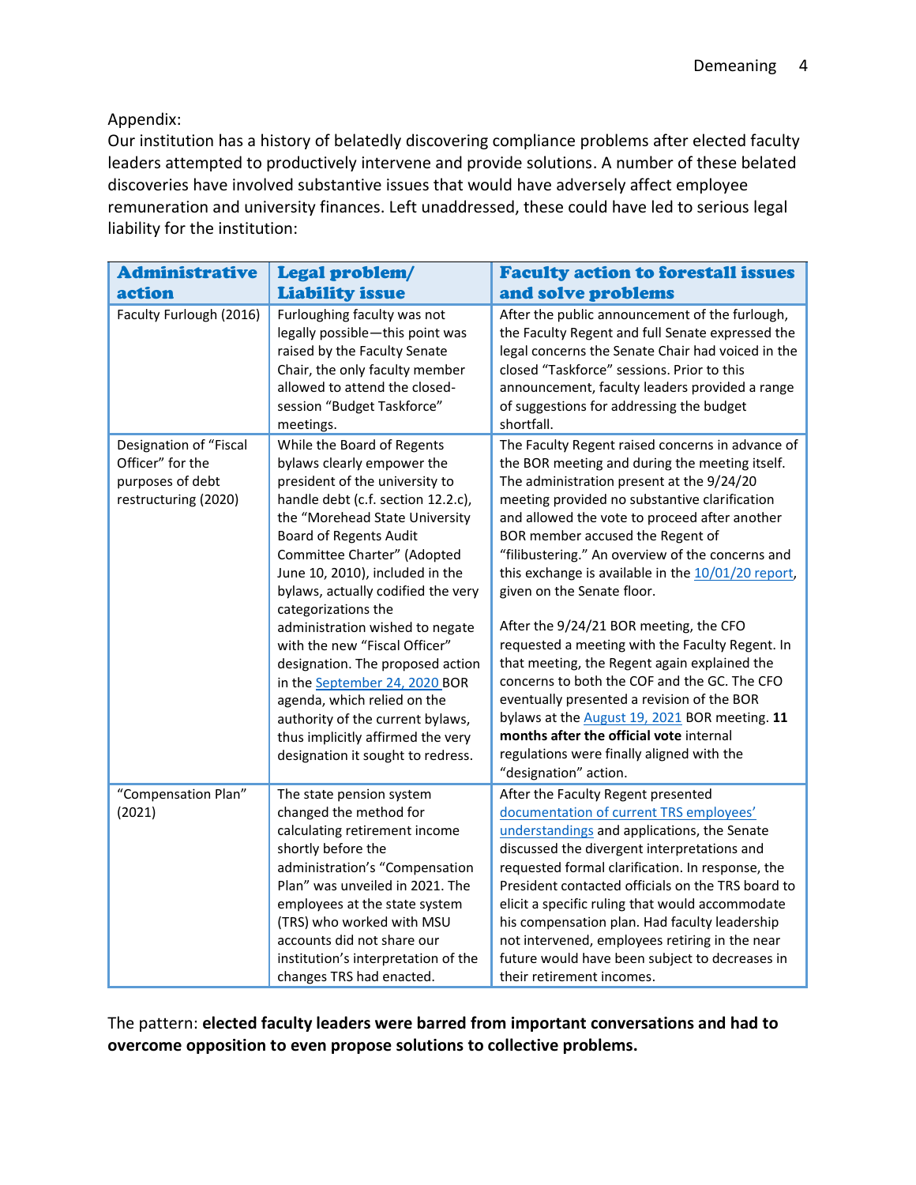Appendix:

Our institution has a history of belatedly discovering compliance problems after elected faculty leaders attempted to productively intervene and provide solutions. A number of these belated discoveries have involved substantive issues that would have adversely affect employee remuneration and university finances. Left unaddressed, these could have led to serious legal liability for the institution:

| Administrative action | Legal problem/ Liability issue | Faculty action to forestall issues and solve problems |
|---|---|---|
| Faculty Furlough (2016) | Furloughing faculty was not legally possible—this point was raised by the Faculty Senate Chair, the only faculty member allowed to attend the closed-session "Budget Taskforce" meetings. | After the public announcement of the furlough, the Faculty Regent and full Senate expressed the legal concerns the Senate Chair had voiced in the closed "Taskforce" sessions. Prior to this announcement, faculty leaders provided a range of suggestions for addressing the budget shortfall. |
| Designation of "Fiscal Officer" for the purposes of debt restructuring (2020) | While the Board of Regents bylaws clearly empower the president of the university to handle debt (c.f. section 12.2.c), the "Morehead State University Board of Regents Audit Committee Charter" (Adopted June 10, 2010), included in the bylaws, actually codified the very categorizations the administration wished to negate with the new "Fiscal Officer" designation. The proposed action in the September 24, 2020 BOR agenda, which relied on the authority of the current bylaws, thus implicitly affirmed the very designation it sought to redress. | The Faculty Regent raised concerns in advance of the BOR meeting and during the meeting itself. The administration present at the 9/24/20 meeting provided no substantive clarification and allowed the vote to proceed after another BOR member accused the Regent of "filibustering." An overview of the concerns and this exchange is available in the 10/01/20 report, given on the Senate floor.<br><br>After the 9/24/21 BOR meeting, the CFO requested a meeting with the Faculty Regent. In that meeting, the Regent again explained the concerns to both the COF and the GC. The CFO eventually presented a revision of the BOR bylaws at the August 19, 2021 BOR meeting. **11 months after the official vote** internal regulations were finally aligned with the "designation" action. |
| "Compensation Plan" (2021) | The state pension system changed the method for calculating retirement income shortly before the administration's "Compensation Plan" was unveiled in 2021. The employees at the state system (TRS) who worked with MSU accounts did not share our institution's interpretation of the changes TRS had enacted. | After the Faculty Regent presented documentation of current TRS employees' understandings and applications, the Senate discussed the divergent interpretations and requested formal clarification. In response, the President contacted officials on the TRS board to elicit a specific ruling that would accommodate his compensation plan. Had faculty leadership not intervened, employees retiring in the near future would have been subject to decreases in their retirement incomes. |

The pattern: **elected faculty leaders were barred from important conversations and had to overcome opposition to even propose solutions to collective problems.**